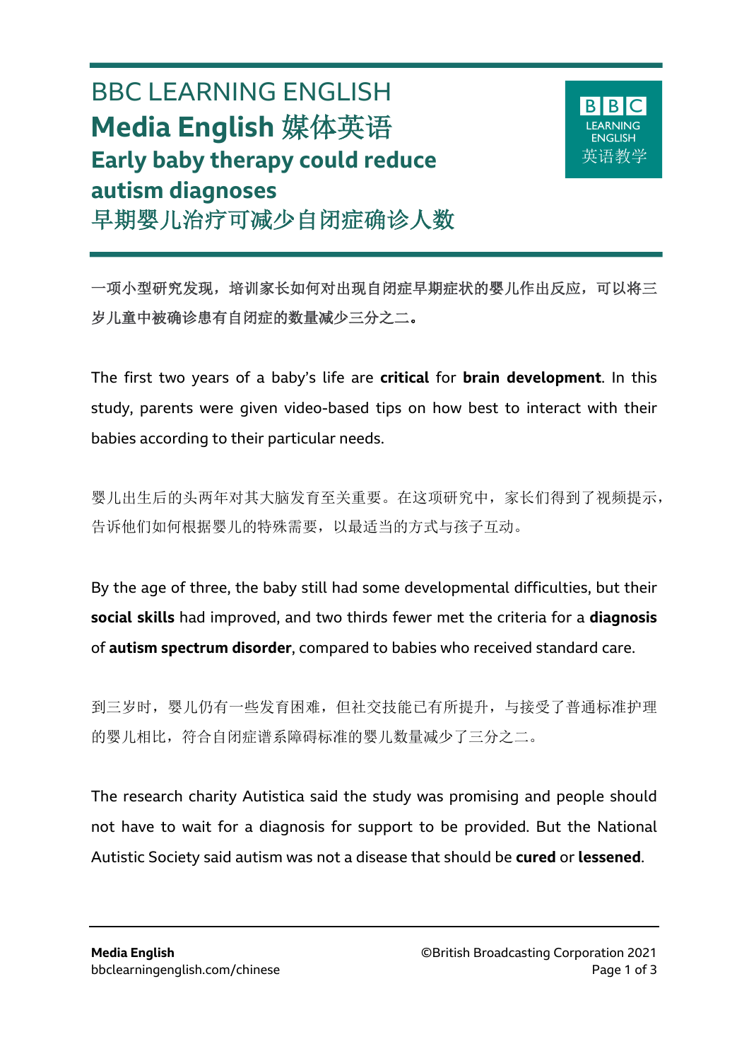# BBC LEARNING ENGLISH

# Media English 媒体英语

## Early baby therapy could reduce autism diagnoses

## 早期婴儿治疗可减少自闭症确诊人数

**一项小型研究发现，培训家长如何对出现自闭症早期症状的婴儿作出反应，可以将三岁儿童中被确诊患有自闭症的数量减少三分之二。**

The first two years of a baby's life are **critical** for **brain development**. In this study, parents were given video-based tips on how best to interact with their babies according to their particular needs.

婴儿出生后的头两年对其大脑发育至关重要。在这项研究中，家长们得到了视频提示，告诉他们如何根据婴儿的特殊需要，以最适当的方式与孩子互动。

By the age of three, the baby still had some developmental difficulties, but their **social skills** had improved, and two thirds fewer met the criteria for a **diagnosis** of **autism spectrum disorder**, compared to babies who received standard care.

到三岁时，婴儿仍有一些发育困难，但社交技能已有所提升，与接受了普通标准护理的婴儿相比，符合自闭症谱系障碍标准的婴儿数量减少了三分之二。

The research charity Autistica said the study was promising and people should not have to wait for a diagnosis for support to be provided. But the National Autistic Society said autism was not a disease that should be **cured** or **lessened**.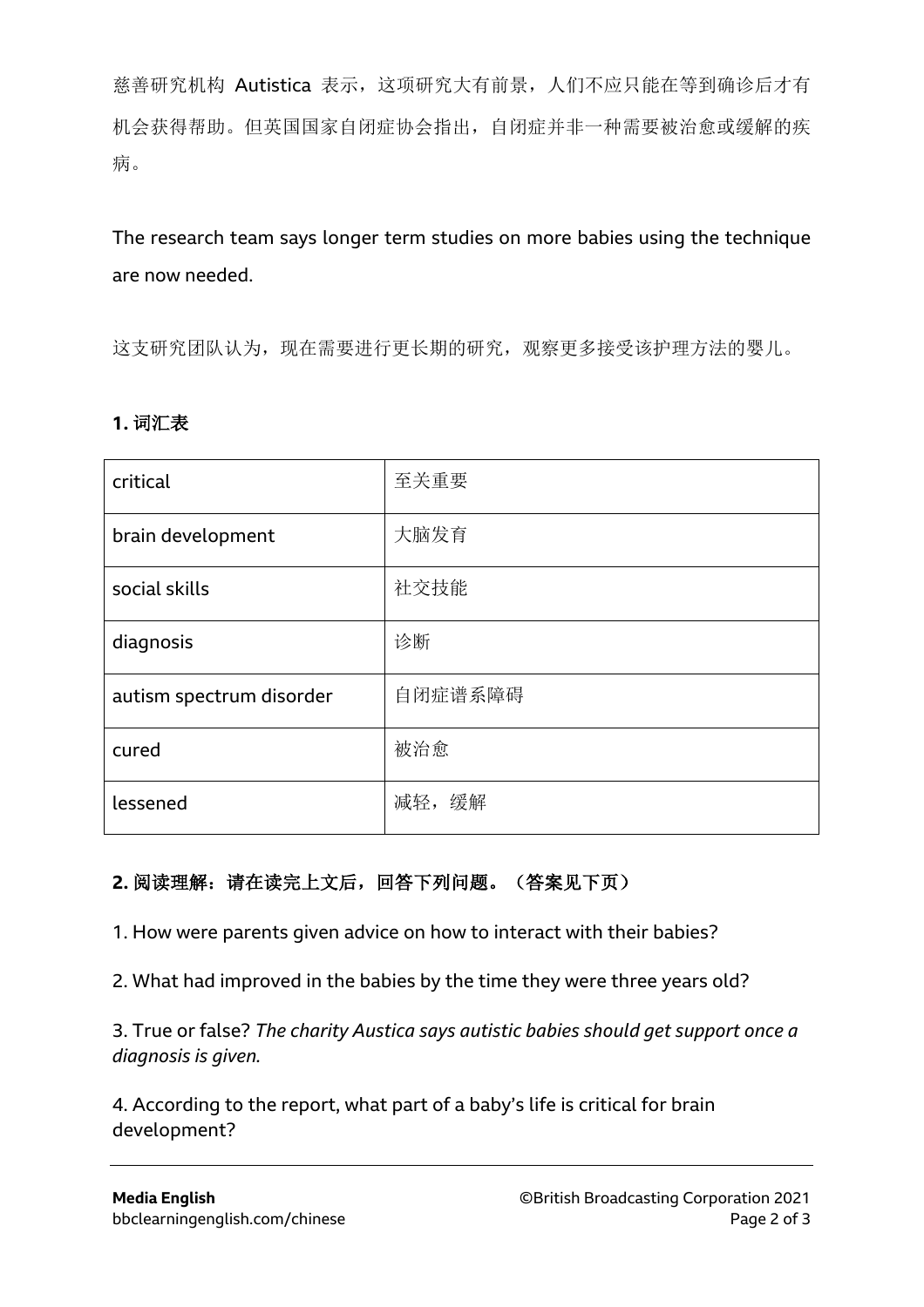慈善研究机构 Autistica 表示，这项研究大有前景，人们不应只能在等到确诊后才有机会获得帮助。但英国国家自闭症协会指出，自闭症并非一种需要被治愈或缓解的疾病。

The research team says longer term studies on more babies using the technique are now needed.

这支研究团队认为，现在需要进行更长期的研究，观察更多接受该护理方法的婴儿。

**1. 词汇表**

| critical | 至关重要 |
|---|---|
| brain development | 大脑发育 |
| social skills | 社交技能 |
| diagnosis | 诊断 |
| autism spectrum disorder | 自闭症谱系障碍 |
| cured | 被治愈 |
| lessened | 减轻，缓解 |

**2. 阅读理解：请在读完上文后，回答下列问题。（答案见下页）**

1. How were parents given advice on how to interact with their babies?

2. What had improved in the babies by the time they were three years old?

3. True or false? *The charity Austica says autistic babies should get support once a diagnosis is given.*

4. According to the report, what part of a baby's life is critical for brain development?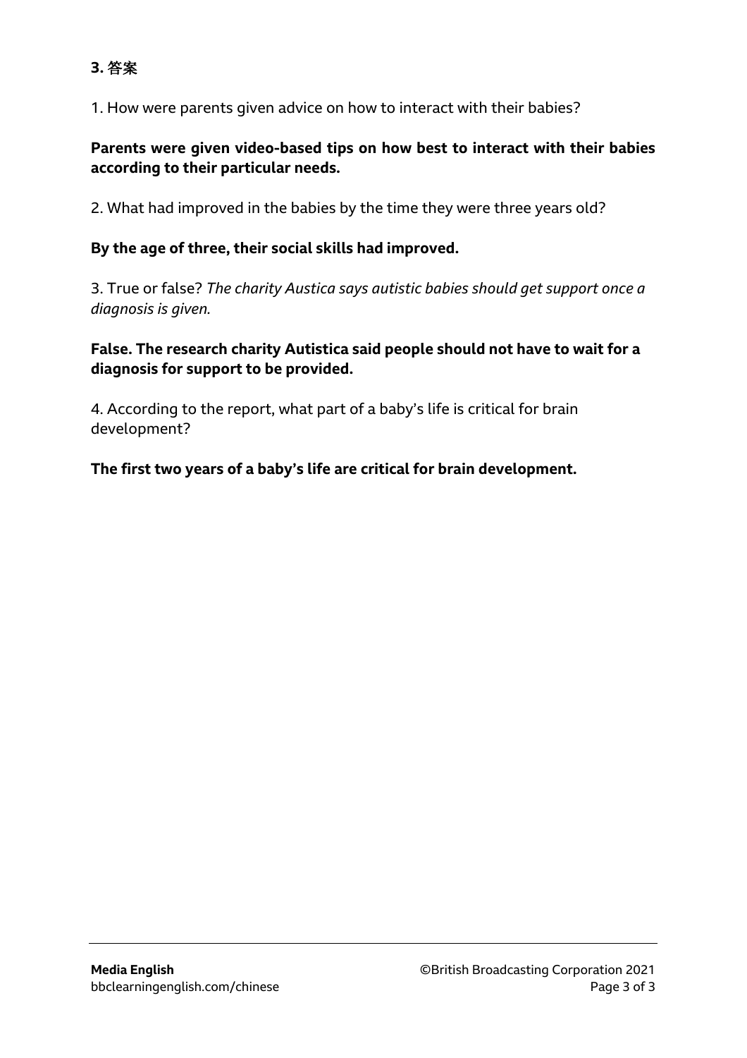**3. 答案**

1. How were parents given advice on how to interact with their babies?

**Parents were given video-based tips on how best to interact with their babies according to their particular needs.**

2. What had improved in the babies by the time they were three years old?

**By the age of three, their social skills had improved.**

3. True or false? *The charity Austica says autistic babies should get support once a diagnosis is given.*

**False. The research charity Autistica said people should not have to wait for a diagnosis for support to be provided.**

4. According to the report, what part of a baby's life is critical for brain development?

**The first two years of a baby's life are critical for brain development.**